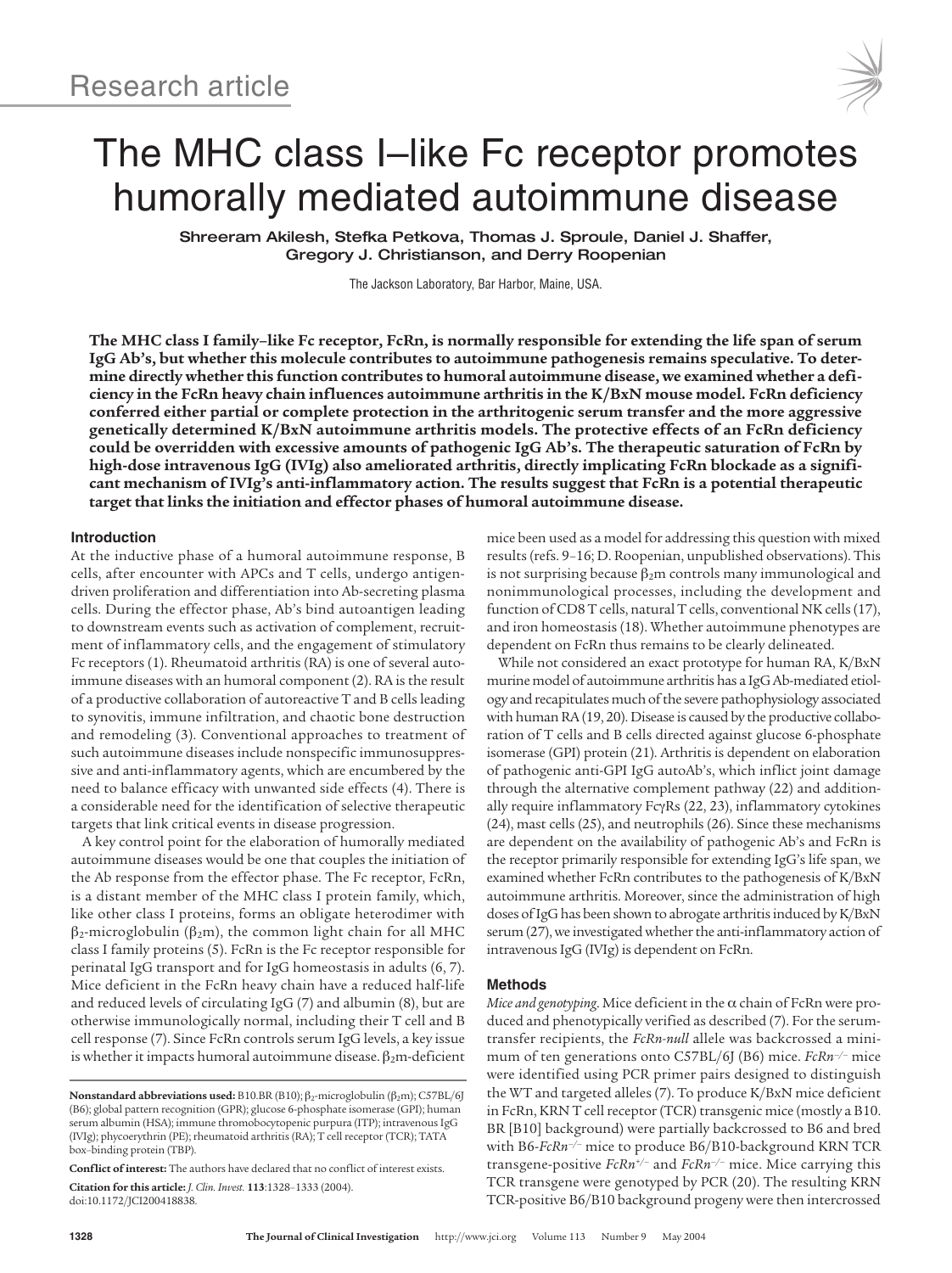Research article

# The MHC class I–like Fc receptor promotes humorally mediated autoimmune disease

**Shreeram Akilesh, Stefka Petkova, Thomas J. Sproule, Daniel J. Shaffer, Gregory J. Christianson, and Derry Roopenian**

The Jackson Laboratory, Bar Harbor, Maine, USA.

**The MHC class I family–like Fc receptor, FcRn, is normally responsible for extending the life span of serum IgG Ab's, but whether this molecule contributes to autoimmune pathogenesis remains speculative. To determine directly whether this function contributes to humoral autoimmune disease, we examined whether a deficiency in the FcRn heavy chain influences autoimmune arthritis in the K/BxN mouse model. FcRn deficiency conferred either partial or complete protection in the arthritogenic serum transfer and the more aggressive genetically determined K/BxN autoimmune arthritis models. The protective effects of an FcRn deficiency could be overridden with excessive amounts of pathogenic IgG Ab's. The therapeutic saturation of FcRn by high-dose intravenous IgG (IVIg) also ameliorated arthritis, directly implicating FcRn blockade as a significant mechanism of IVIg's anti-inflammatory action. The results suggest that FcRn is a potential therapeutic target that links the initiation and effector phases of humoral autoimmune disease.**

## Introduction

At the inductive phase of a humoral autoimmune response, B cells, after encounter with APCs and T cells, undergo antigen-driven proliferation and differentiation into Ab-secreting plasma cells. During the effector phase, Ab's bind autoantigen leading to downstream events such as activation of complement, recruitment of inflammatory cells, and the engagement of stimulatory Fc receptors (1). Rheumatoid arthritis (RA) is one of several autoimmune diseases with an humoral component (2). RA is the result of a productive collaboration of autoreactive T and B cells leading to synovitis, immune infiltration, and chaotic bone destruction and remodeling (3). Conventional approaches to treatment of such autoimmune diseases include nonspecific immunosuppressive and anti-inflammatory agents, which are encumbered by the need to balance efficacy with unwanted side effects (4). There is a considerable need for the identification of selective therapeutic targets that link critical events in disease progression.

A key control point for the elaboration of humorally mediated autoimmune diseases would be one that couples the initiation of the Ab response from the effector phase. The Fc receptor, FcRn, is a distant member of the MHC class I protein family, which, like other class I proteins, forms an obligate heterodimer with $\beta_2$-microglobulin ($\beta_2$m), the common light chain for all MHC class I family proteins (5). FcRn is the Fc receptor responsible for perinatal IgG transport and for IgG homeostasis in adults (6, 7). Mice deficient in the FcRn heavy chain have a reduced half-life and reduced levels of circulating IgG (7) and albumin (8), but are otherwise immunologically normal, including their T cell and B cell response (7). Since FcRn controls serum IgG levels, a key issue is whether it impacts humoral autoimmune disease. $\beta_2$m-deficient mice been used as a model for addressing this question with mixed results (refs. 9–16; D. Roopenian, unpublished observations). This is not surprising because $\beta_2$m controls many immunological and nonimmunological processes, including the development and function of CD8 T cells, natural T cells, conventional NK cells (17), and iron homeostasis (18). Whether autoimmune phenotypes are dependent on FcRn thus remains to be clearly delineated.

While not considered an exact prototype for human RA, K/BxN murine model of autoimmune arthritis has a IgG Ab-mediated etiology and recapitulates much of the severe pathophysiology associated with human RA (19, 20). Disease is caused by the productive collaboration of T cells and B cells directed against glucose 6-phosphate isomerase (GPI) protein (21). Arthritis is dependent on elaboration of pathogenic anti-GPI IgG autoAb's, which inflict joint damage through the alternative complement pathway (22) and additionally require inflammatory FcγRs (22, 23), inflammatory cytokines (24), mast cells (25), and neutrophils (26). Since these mechanisms are dependent on the availability of pathogenic Ab's and FcRn is the receptor primarily responsible for extending IgG's life span, we examined whether FcRn contributes to the pathogenesis of K/BxN autoimmune arthritis. Moreover, since the administration of high doses of IgG has been shown to abrogate arthritis induced by K/BxN serum (27), we investigated whether the anti-inflammatory action of intravenous IgG (IVIg) is dependent on FcRn.

## Methods

*Mice and genotyping.* Mice deficient in the α chain of FcRn were produced and phenotypically verified as described (7). For the serum-transfer recipients, the *FcRn-null* allele was backcrossed a minimum of ten generations onto C57BL/6J (B6) mice. *FcRn*$^{-/-}$ mice were identified using PCR primer pairs designed to distinguish the WT and targeted alleles (7). To produce K/BxN mice deficient in FcRn, KRN T cell receptor (TCR) transgenic mice (mostly a B10.BR [B10] background) were partially backcrossed to B6 and bred with B6-*FcRn*$^{-/-}$ mice to produce B6/B10-background KRN TCR transgene-positive *FcRn*$^{+/-}$ and *FcRn*$^{-/-}$ mice. Mice carrying this TCR transgene were genotyped by PCR (20). The resulting KRN TCR-positive B6/B10 background progeny were then intercrossed

---

**Nonstandard abbreviations used:** B10.BR (B10); $\beta_2$-microglobulin ($\beta_2$m); C57BL/6J (B6); global pattern recognition (GPR); glucose 6-phosphate isomerase (GPI); human serum albumin (HSA); immune thrombocytopenic purpura (ITP); intravenous IgG (IVIg); phycoerythrin (PE); rheumatoid arthritis (RA); T cell receptor (TCR); TATA box–binding protein (TBP).

**Conflict of interest:** The authors have declared that no conflict of interest exists.

**Citation for this article:** *J. Clin. Invest.* **113**:1328–1333 (2004). doi:10.1172/JCI200418838.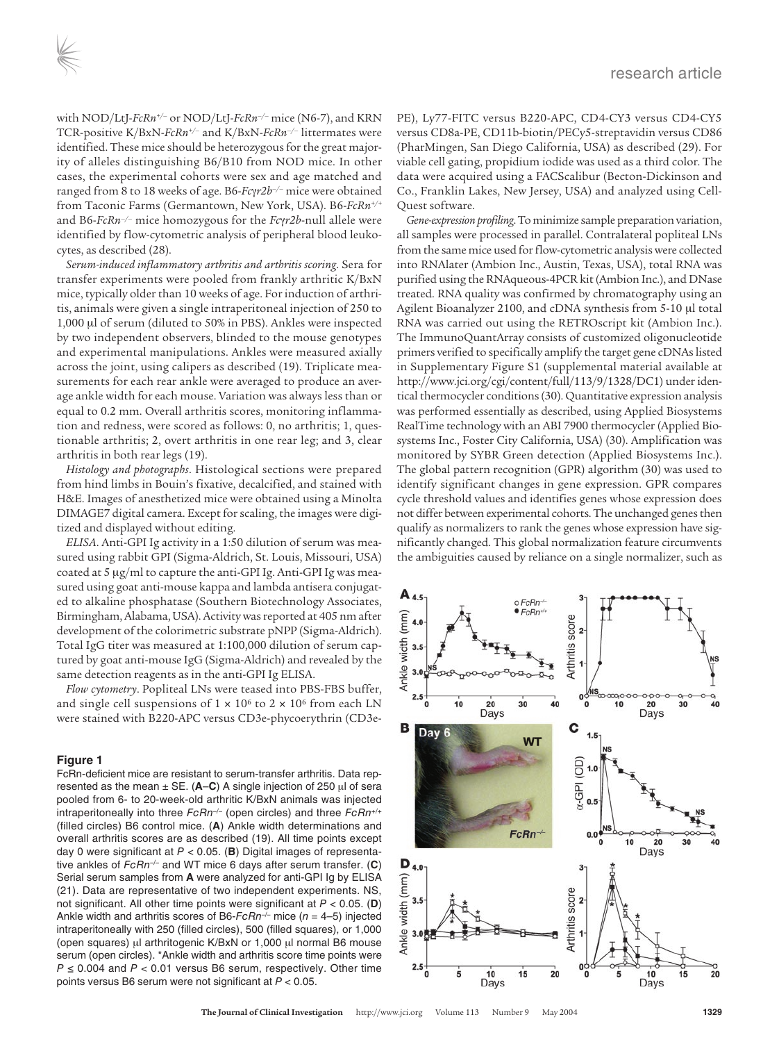with NOD/LtJ-*FcRn*$^{+/–}$ or NOD/LtJ-*FcRn*$^{–/–}$ mice (N6-7), and KRN TCR-positive K/BxN-*FcRn*$^{+/–}$ and K/BxN-*FcRn*$^{–/–}$ littermates were identified. These mice should be heterozygous for the great majority of alleles distinguishing B6/B10 from NOD mice. In other cases, the experimental cohorts were sex and age matched and ranged from 8 to 18 weeks of age. B6-*Fcγr2b*$^{–/–}$ mice were obtained from Taconic Farms (Germantown, New York, USA). B6-*FcRn*$^{+/+}$ and B6-*FcRn*$^{–/–}$ mice homozygous for the *Fcγr2b*-null allele were identified by flow-cytometric analysis of peripheral blood leukocytes, as described (28).

*Serum-induced inflammatory arthritis and arthritis scoring*. Sera for transfer experiments were pooled from frankly arthritic K/BxN mice, typically older than 10 weeks of age. For induction of arthritis, animals were given a single intraperitoneal injection of 250 to 1,000 μl of serum (diluted to 50% in PBS). Ankles were inspected by two independent observers, blinded to the mouse genotypes and experimental manipulations. Ankles were measured axially across the joint, using calipers as described (19). Triplicate measurements for each rear ankle were averaged to produce an average ankle width for each mouse. Variation was always less than or equal to 0.2 mm. Overall arthritis scores, monitoring inflammation and redness, were scored as follows: 0, no arthritis; 1, questionable arthritis; 2, overt arthritis in one rear leg; and 3, clear arthritis in both rear legs (19).

*Histology and photographs*. Histological sections were prepared from hind limbs in Bouin's fixative, decalcified, and stained with H&E. Images of anesthetized mice were obtained using a Minolta DIMAGE7 digital camera. Except for scaling, the images were digitized and displayed without editing.

*ELISA*. Anti-GPI Ig activity in a 1:50 dilution of serum was measured using rabbit GPI (Sigma-Aldrich, St. Louis, Missouri, USA) coated at 5 μg/ml to capture the anti-GPI Ig. Anti-GPI Ig was measured using goat anti-mouse kappa and lambda antisera conjugated to alkaline phosphatase (Southern Biotechnology Associates, Birmingham, Alabama, USA). Activity was reported at 405 nm after development of the colorimetric substrate pNPP (Sigma-Aldrich). Total IgG titer was measured at 1:100,000 dilution of serum captured by goat anti-mouse IgG (Sigma-Aldrich) and revealed by the same detection reagents as in the anti-GPI Ig ELISA.

*Flow cytometry*. Popliteal LNs were teased into PBS-FBS buffer, and single cell suspensions of $1 \times 10^6$ to $2 \times 10^6$ from each LN were stained with B220-APC versus CD3e-phycoerythrin (CD3e-PE), Ly77-FITC versus B220-APC, CD4-CY3 versus CD4-CY5 versus CD8a-PE, CD11b-biotin/PECy5-streptavidin versus CD86 (PharMingen, San Diego California, USA) as described (29). For viable cell gating, propidium iodide was used as a third color. The data were acquired using a FACScalibur (Becton-Dickinson and Co., Franklin Lakes, New Jersey, USA) and analyzed using CellQuest software.

*Gene-expression profiling*. To minimize sample preparation variation, all samples were processed in parallel. Contralateral popliteal LNs from the same mice used for flow-cytometric analysis were collected into RNAlater (Ambion Inc., Austin, Texas, USA), total RNA was purified using the RNAqueous-4PCR kit (Ambion Inc.), and DNase treated. RNA quality was confirmed by chromatography using an Agilent Bioanalyzer 2100, and cDNA synthesis from 5-10 μl total RNA was carried out using the RETROscript kit (Ambion Inc.). The ImmunoQuantArray consists of customized oligonucleotide primers verified to specifically amplify the target gene cDNAs listed in Supplementary Figure S1 (supplemental material available at http://www.jci.org/cgi/content/full/113/9/1328/DC1) under identical thermocycler conditions (30). Quantitative expression analysis was performed essentially as described, using Applied Biosystems RealTime technology with an ABI 7900 thermocycler (Applied Biosystems Inc., Foster City California, USA) (30). Amplification was monitored by SYBR Green detection (Applied Biosystems Inc.). The global pattern recognition (GPR) algorithm (30) was used to identify significant changes in gene expression. GPR compares cycle threshold values and identifies genes whose expression does not differ between experimental cohorts. The unchanged genes then qualify as normalizers to rank the genes whose expression have significantly changed. This global normalization feature circumvents the ambiguities caused by reliance on a single normalizer, such as

**Figure 1**

FcRn-deficient mice are resistant to serum-transfer arthritis. Data represented as the mean ± SE. (**A**–**C**) A single injection of 250 μl of sera pooled from 6- to 20-week-old arthritic K/BxN animals was injected intraperitoneally into three *FcRn*$^{–/–}$ (open circles) and three *FcRn*$^{+/+}$ (filled circles) B6 control mice. (**A**) Ankle width determinations and overall arthritis scores are as described (19). All time points except day 0 were significant at $P < 0.05$. (**B**) Digital images of representative ankles of *FcRn*$^{–/–}$ and WT mice 6 days after serum transfer. (**C**) Serial serum samples from **A** were analyzed for anti-GPI Ig by ELISA (21). Data are representative of two independent experiments. NS, not significant. All other time points were significant at $P < 0.05$. (**D**) Ankle width and arthritis scores of B6-*FcRn*$^{–/–}$ mice ($n$ = 4–5) injected intraperitoneally with 250 (filled circles), 500 (filled squares), or 1,000 (open squares) μl arthritogenic K/BxN or 1,000 μl normal B6 mouse serum (open circles). *Ankle width and arthritis score time points were $P \leq 0.004$ and $P < 0.01$ versus B6 serum, respectively. Other time points versus B6 serum were not significant at $P < 0.05$.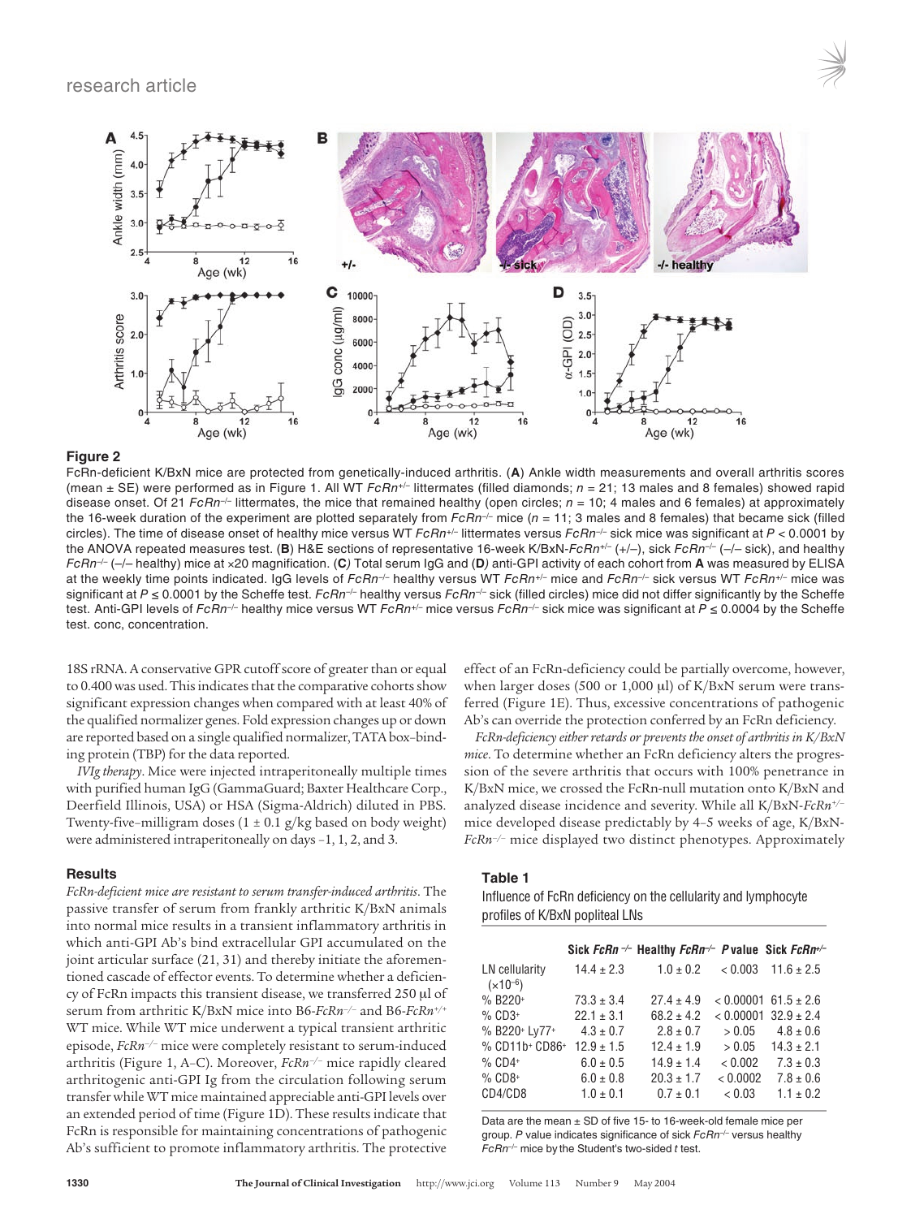**Figure 2**

FcRn-deficient K/BxN mice are protected from genetically-induced arthritis. (**A**) Ankle width measurements and overall arthritis scores (mean ± SE) were performed as in Figure 1. All WT *FcRn*$^{+/-}$ littermates (filled diamonds; *n* = 21; 13 males and 8 females) showed rapid disease onset. Of 21 *FcRn*$^{-/-}$ littermates, the mice that remained healthy (open circles; *n* = 10; 4 males and 6 females) at approximately the 16-week duration of the experiment are plotted separately from *FcRn*$^{-/-}$ mice (*n* = 11; 3 males and 8 females) that became sick (filled circles). The time of disease onset of healthy mice versus WT *FcRn*$^{+/-}$ littermates versus *FcRn*$^{-/-}$ sick mice was significant at $P < 0.0001$ by the ANOVA repeated measures test. (**B**) H&E sections of representative 16-week K/BxN-*FcRn*$^{+/-}$ (+/–), sick *FcRn*$^{-/-}$ (–/– sick), and healthy *FcRn*$^{-/-}$ (–/– healthy) mice at ×20 magnification. (**C**) Total serum IgG and (**D**) anti-GPI activity of each cohort from **A** was measured by ELISA at the weekly time points indicated. IgG levels of *FcRn*$^{-/-}$ healthy versus WT *FcRn*$^{+/-}$ mice and *FcRn*$^{-/-}$ sick versus WT *FcRn*$^{+/-}$ mice was significant at $P \leq 0.0001$ by the Scheffe test. *FcRn*$^{-/-}$ healthy versus *FcRn*$^{-/-}$ sick (filled circles) mice did not differ significantly by the Scheffe test. Anti-GPI levels of *FcRn*$^{-/-}$ healthy mice versus WT *FcRn*$^{+/-}$ mice versus *FcRn*$^{-/-}$ sick mice was significant at $P \leq 0.0004$ by the Scheffe test. conc, concentration.

18S rRNA. A conservative GPR cutoff score of greater than or equal to 0.400 was used. This indicates that the comparative cohorts show significant expression changes when compared with at least 40% of the qualified normalizer genes. Fold expression changes up or down are reported based on a single qualified normalizer, TATA box–binding protein (TBP) for the data reported.

*IVIg therapy*. Mice were injected intraperitoneally multiple times with purified human IgG (GammaGuard; Baxter Healthcare Corp., Deerfield Illinois, USA) or HSA (Sigma-Aldrich) diluted in PBS. Twenty-five–milligram doses (1 ± 0.1 g/kg based on body weight) were administered intraperitoneally on days –1, 1, 2, and 3.

### Results

*FcRn-deficient mice are resistant to serum transfer-induced arthritis*. The passive transfer of serum from frankly arthritic K/BxN animals into normal mice results in a transient inflammatory arthritis in which anti-GPI Ab's bind extracellular GPI accumulated on the joint articular surface (21, 31) and thereby initiate the aforementioned cascade of effector events. To determine whether a deficiency of FcRn impacts this transient disease, we transferred 250 μl of serum from arthritic K/BxN mice into B6-*FcRn*$^{-/-}$ and B6-*FcRn*$^{+/+}$ WT mice. While WT mice underwent a typical transient arthritic episode, *FcRn*$^{-/-}$ mice were completely resistant to serum-induced arthritis (Figure 1, A–C). Moreover, *FcRn*$^{-/-}$ mice rapidly cleared arthritogenic anti-GPI Ig from the circulation following serum transfer while WT mice maintained appreciable anti-GPI levels over an extended period of time (Figure 1D). These results indicate that FcRn is responsible for maintaining concentrations of pathogenic Ab's sufficient to promote inflammatory arthritis. The protective effect of an FcRn-deficiency could be partially overcome, however, when larger doses (500 or 1,000 μl) of K/BxN serum were transferred (Figure 1E). Thus, excessive concentrations of pathogenic Ab's can override the protection conferred by an FcRn deficiency.

*FcRn-deficiency either retards or prevents the onset of arthritis in K/BxN mice*. To determine whether an FcRn deficiency alters the progression of the severe arthritis that occurs with 100% penetrance in K/BxN mice, we crossed the FcRn-null mutation onto K/BxN and analyzed disease incidence and severity. While all K/BxN-*FcRn*$^{+/-}$ mice developed disease predictably by 4–5 weeks of age, K/BxN-*FcRn*$^{-/-}$ mice displayed two distinct phenotypes. Approximately

**Table 1**

Influence of FcRn deficiency on the cellularity and lymphocyte profiles of K/BxN popliteal LNs

| | Sick *FcRn*$^{-/-}$ | Healthy *FcRn*$^{-/-}$ | *P* value | Sick *FcRn*$^{+/-}$ |
|---|---|---|---|---|
| LN cellularity ($\times 10^{-6}$) | 14.4 ± 2.3 | 1.0 ± 0.2 | < 0.003 | 11.6 ± 2.5 |
| % B220$^{+}$ | 73.3 ± 3.4 | 27.4 ± 4.9 | < 0.00001 | 61.5 ± 2.6 |
| % CD3$^{+}$ | 22.1 ± 3.1 | 68.2 ± 4.2 | < 0.00001 | 32.9 ± 2.4 |
| % B220$^{+}$ Ly77$^{+}$ | 4.3 ± 0.7 | 2.8 ± 0.7 | > 0.05 | 4.8 ± 0.6 |
| % CD11b$^{+}$ CD86$^{+}$ | 12.9 ± 1.5 | 12.4 ± 1.9 | > 0.05 | 14.3 ± 2.1 |
| % CD4$^{+}$ | 6.0 ± 0.5 | 14.9 ± 1.4 | < 0.002 | 7.3 ± 0.3 |
| % CD8$^{+}$ | 6.0 ± 0.8 | 20.3 ± 1.7 | < 0.0002 | 7.8 ± 0.6 |
| CD4/CD8 | 1.0 ± 0.1 | 0.7 ± 0.1 | < 0.03 | 1.1 ± 0.2 |

Data are the mean ± SD of five 15- to 16-week-old female mice per group. *P* value indicates significance of sick *FcRn*$^{-/-}$ versus healthy *FcRn*$^{-/-}$ mice by the Student's two-sided *t* test.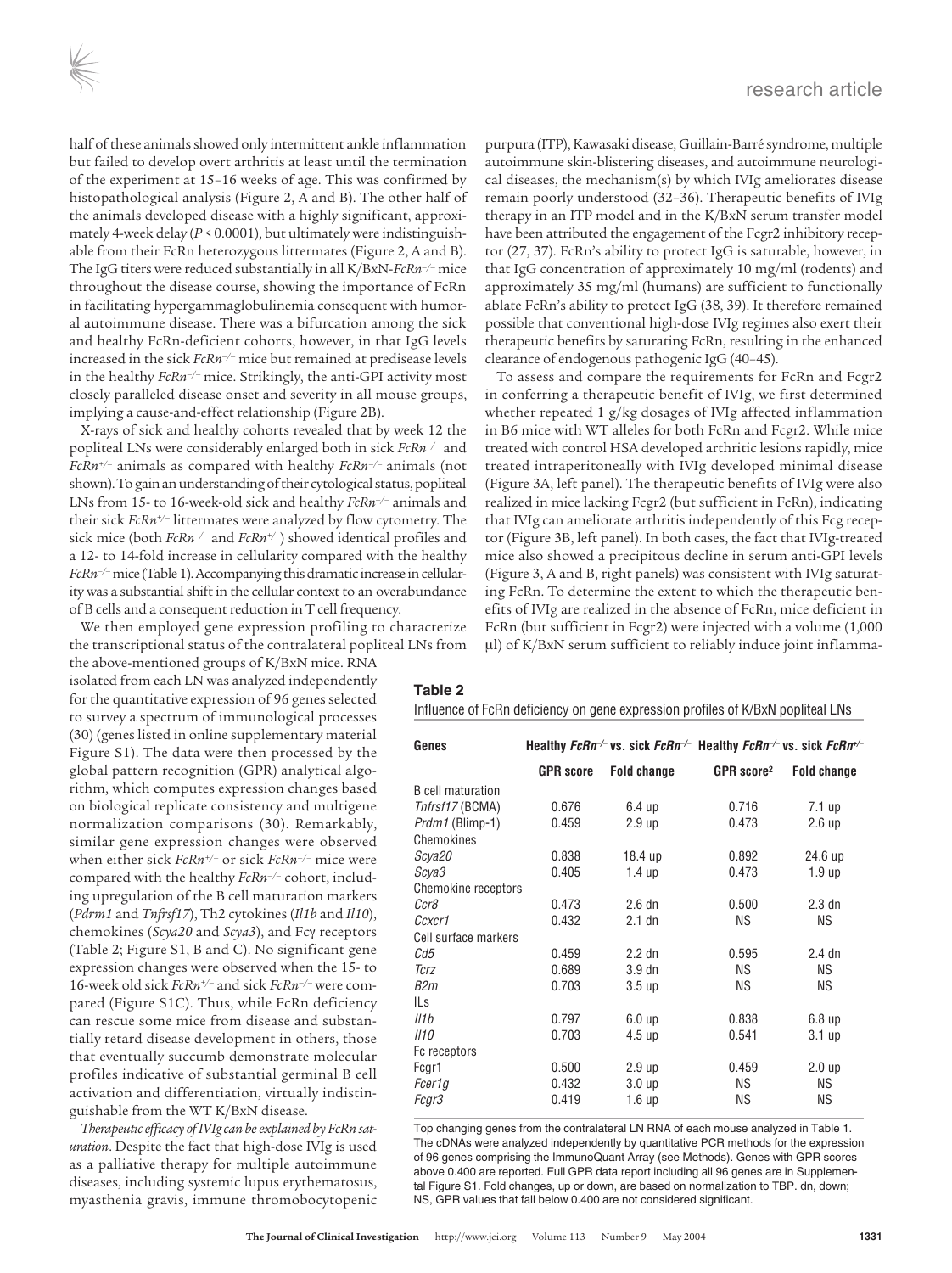half of these animals showed only intermittent ankle inflammation but failed to develop overt arthritis at least until the termination of the experiment at 15–16 weeks of age. This was confirmed by histopathological analysis (Figure 2, A and B). The other half of the animals developed disease with a highly significant, approximately 4-week delay ($P < 0.0001$), but ultimately were indistinguishable from their FcRn heterozygous littermates (Figure 2, A and B). The IgG titers were reduced substantially in all K/BxN-*FcRn*$^{-/-}$ mice throughout the disease course, showing the importance of FcRn in facilitating hypergammaglobulinemia consequent with humoral autoimmune disease. There was a bifurcation among the sick and healthy FcRn-deficient cohorts, however, in that IgG levels increased in the sick *FcRn*$^{-/-}$ mice but remained at predisease levels in the healthy *FcRn*$^{-/-}$ mice. Strikingly, the anti-GPI activity most closely paralleled disease onset and severity in all mouse groups, implying a cause-and-effect relationship (Figure 2B).

X-rays of sick and healthy cohorts revealed that by week 12 the popliteal LNs were considerably enlarged both in sick *FcRn*$^{-/-}$ and *FcRn*$^{+/-}$ animals as compared with healthy *FcRn*$^{-/-}$ animals (not shown). To gain an understanding of their cytological status, popliteal LNs from 15- to 16-week-old sick and healthy *FcRn*$^{-/-}$ animals and their sick *FcRn*$^{+/-}$ littermates were analyzed by flow cytometry. The sick mice (both *FcRn*$^{-/-}$ and *FcRn*$^{+/-}$) showed identical profiles and a 12- to 14-fold increase in cellularity compared with the healthy *FcRn*$^{-/-}$ mice (Table 1). Accompanying this dramatic increase in cellularity was a substantial shift in the cellular context to an overabundance of B cells and a consequent reduction in T cell frequency.

We then employed gene expression profiling to characterize the transcriptional status of the contralateral popliteal LNs from the above-mentioned groups of K/BxN mice. RNA isolated from each LN was analyzed independently for the quantitative expression of 96 genes selected to survey a spectrum of immunological processes (30) (genes listed in online supplementary material Figure S1). The data were then processed by the global pattern recognition (GPR) analytical algorithm, which computes expression changes based on biological replicate consistency and multigene normalization comparisons (30). Remarkably, similar gene expression changes were observed when either sick *FcRn*$^{+/-}$ or sick *FcRn*$^{-/-}$ mice were compared with the healthy *FcRn*$^{-/-}$ cohort, including upregulation of the B cell maturation markers (*Pdrm1* and *Tnfrsf17*), Th2 cytokines (*Il1b* and *Il10*), chemokines (*Scya20* and *Scya3*), and Fcγ receptors (Table 2; Figure S1, B and C). No significant gene expression changes were observed when the 15- to 16-week old sick *FcRn*$^{+/-}$ and sick *FcRn*$^{-/-}$ were compared (Figure S1C). Thus, while FcRn deficiency can rescue some mice from disease and substantially retard disease development in others, those that eventually succumb demonstrate molecular profiles indicative of substantial germinal B cell activation and differentiation, virtually indistinguishable from the WT K/BxN disease.

*Therapeutic efficacy of IVIg can be explained by FcRn saturation*. Despite the fact that high-dose IVIg is used as a palliative therapy for multiple autoimmune diseases, including systemic lupus erythematosus, myasthenia gravis, immune thrombocytopenic purpura (ITP), Kawasaki disease, Guillain-Barré syndrome, multiple autoimmune skin-blistering diseases, and autoimmune neurological diseases, the mechanism(s) by which IVIg ameliorates disease remain poorly understood (32–36). Therapeutic benefits of IVIg therapy in an ITP model and in the K/BxN serum transfer model have been attributed the engagement of the Fcgr2 inhibitory receptor (27, 37). FcRn's ability to protect IgG is saturable, however, in that IgG concentration of approximately 10 mg/ml (rodents) and approximately 35 mg/ml (humans) are sufficient to functionally ablate FcRn's ability to protect IgG (38, 39). It therefore remained possible that conventional high-dose IVIg regimes also exert their therapeutic benefits by saturating FcRn, resulting in the enhanced clearance of endogenous pathogenic IgG (40–45).

To assess and compare the requirements for FcRn and Fcgr2 in conferring a therapeutic benefit of IVIg, we first determined whether repeated 1 g/kg dosages of IVIg affected inflammation in B6 mice with WT alleles for both FcRn and Fcgr2. While mice treated with control HSA developed arthritic lesions rapidly, mice treated intraperitoneally with IVIg developed minimal disease (Figure 3A, left panel). The therapeutic benefits of IVIg were also realized in mice lacking Fcgr2 (but sufficient in FcRn), indicating that IVIg can ameliorate arthritis independently of this Fcg receptor (Figure 3B, left panel). In both cases, the fact that IVIg-treated mice also showed a precipitous decline in serum anti-GPI levels (Figure 3, A and B, right panels) was consistent with IVIg saturating FcRn. To determine the extent to which the therapeutic benefits of IVIg are realized in the absence of FcRn, mice deficient in FcRn (but sufficient in Fcgr2) were injected with a volume (1,000 μl) of K/BxN serum sufficient to reliably induce joint inflamma-

**Table 2**

Influence of FcRn deficiency on gene expression profiles of K/BxN popliteal LNs

| Genes | Healthy *FcRn*$^{-/-}$ vs. sick *FcRn*$^{-/-}$ | | Healthy *FcRn*$^{-/-}$ vs. sick *FcRn*$^{+/-}$ | |
|---|---|---|---|---|
| | GPR score | Fold change | GPR score[2] | Fold change |
| B cell maturation | | | | |
| *Tnfrsf17* (BCMA) | 0.676 | 6.4 up | 0.716 | 7.1 up |
| *Prdm1* (Blimp-1) | 0.459 | 2.9 up | 0.473 | 2.6 up |
| Chemokines | | | | |
| *Scya20* | 0.838 | 18.4 up | 0.892 | 24.6 up |
| *Scya3* | 0.405 | 1.4 up | 0.473 | 1.9 up |
| Chemokine receptors | | | | |
| *Ccr8* | 0.473 | 2.6 dn | 0.500 | 2.3 dn |
| *Ccxcr1* | 0.432 | 2.1 dn | NS | NS |
| Cell surface markers | | | | |
| *Cd5* | 0.459 | 2.2 dn | 0.595 | 2.4 dn |
| *Tcrz* | 0.689 | 3.9 dn | NS | NS |
| *B2m* | 0.703 | 3.5 up | NS | NS |
| ILs | | | | |
| *Il1b* | 0.797 | 6.0 up | 0.838 | 6.8 up |
| *Il10* | 0.703 | 4.5 up | 0.541 | 3.1 up |
| Fc receptors | | | | |
| Fcgr1 | 0.500 | 2.9 up | 0.459 | 2.0 up |
| *Fcer1g* | 0.432 | 3.0 up | NS | NS |
| *Fcgr3* | 0.419 | 1.6 up | NS | NS |

Top changing genes from the contralateral LN RNA of each mouse analyzed in Table 1. The cDNAs were analyzed independently by quantitative PCR methods for the expression of 96 genes comprising the ImmunoQuant Array (see Methods). Genes with GPR scores above 0.400 are reported. Full GPR data report including all 96 genes are in Supplemental Figure S1. Fold changes, up or down, are based on normalization to TBP. dn, down; NS, GPR values that fall below 0.400 are not considered significant.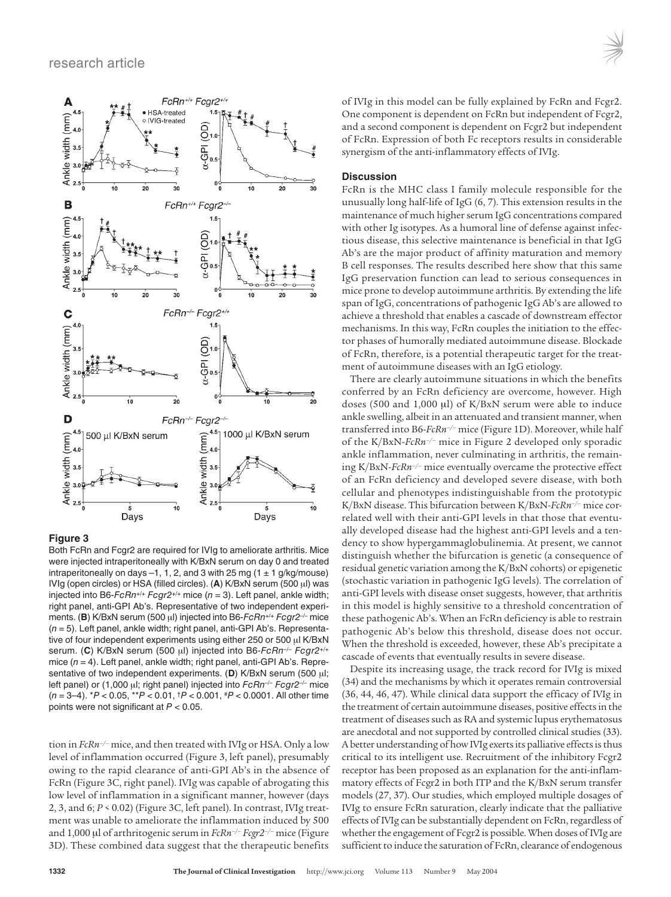**Figure 3**

Both FcRn and Fcgr2 are required for IVIg to ameliorate arthritis. Mice were injected intraperitoneally with K/BxN serum on day 0 and treated intraperitoneally on days –1, 1, 2, and 3 with 25 mg (1 ± 1 g/kg/mouse) IVIg (open circles) or HSA (filled circles). (**A**) K/BxN serum (500 μl) was injected into B6-*FcRn*$^{+/+}$ *Fcgr2*$^{+/+}$ mice ($n = 3$). Left panel, ankle width; right panel, anti-GPI Ab's. Representative of two independent experiments. (**B**) K/BxN serum (500 μl) injected into B6-*FcRn*$^{+/+}$ *Fcgr2*$^{–/–}$ mice ($n = 5$). Left panel, ankle width; right panel, anti-GPI Ab's. Representative of four independent experiments using either 250 or 500 μl K/BxN serum. (**C**) K/BxN serum (500 μl) injected into B6-*FcRn*$^{–/–}$ *Fcgr2*$^{+/+}$ mice ($n = 4$). Left panel, ankle width; right panel, anti-GPI Ab's. Representative of two independent experiments. (**D**) K/BxN serum (500 μl; left panel) or (1,000 μl; right panel) injected into *FcRn*$^{–/–}$ *Fcgr2*$^{–/–}$ mice ($n = 3$–4). \*$P < 0.05$, \*\*$P < 0.01$, †$P < 0.001$, #$P < 0.0001$. All other time points were not significant at $P < 0.05$.

tion in *FcRn*$^{–/–}$ mice, and then treated with IVIg or HSA. Only a low level of inflammation occurred (Figure 3, left panel), presumably owing to the rapid clearance of anti-GPI Ab's in the absence of FcRn (Figure 3C, right panel). IVIg was capable of abrogating this low level of inflammation in a significant manner, however (days 2, 3, and 6; $P < 0.02$) (Figure 3C, left panel). In contrast, IVIg treatment was unable to ameliorate the inflammation induced by 500 and 1,000 μl of arthritogenic serum in *FcRn*$^{–/–}$ *Fcgr2*$^{–/–}$ mice (Figure 3D). These combined data suggest that the therapeutic benefits of IVIg in this model can be fully explained by FcRn and Fcgr2. One component is dependent on FcRn but independent of Fcgr2, and a second component is dependent on Fcgr2 but independent of FcRn. Expression of both Fc receptors results in considerable synergism of the anti-inflammatory effects of IVIg.

## Discussion

FcRn is the MHC class I family molecule responsible for the unusually long half-life of IgG (6, 7). This extension results in the maintenance of much higher serum IgG concentrations compared with other Ig isotypes. As a humoral line of defense against infectious disease, this selective maintenance is beneficial in that IgG Ab's are the major product of affinity maturation and memory B cell responses. The results described here show that this same IgG preservation function can lead to serious consequences in mice prone to develop autoimmune arthritis. By extending the life span of IgG, concentrations of pathogenic IgG Ab's are allowed to achieve a threshold that enables a cascade of downstream effector mechanisms. In this way, FcRn couples the initiation to the effector phases of humorally mediated autoimmune disease. Blockade of FcRn, therefore, is a potential therapeutic target for the treatment of autoimmune diseases with an IgG etiology.

There are clearly autoimmune situations in which the benefits conferred by an FcRn deficiency are overcome, however. High doses (500 and 1,000 μl) of K/BxN serum were able to induce ankle swelling, albeit in an attenuated and transient manner, when transferred into B6-*FcRn*$^{–/–}$ mice (Figure 1D). Moreover, while half of the K/BxN-*FcRn*$^{–/–}$ mice in Figure 2 developed only sporadic ankle inflammation, never culminating in arthritis, the remaining K/BxN-*FcRn*$^{–/–}$ mice eventually overcame the protective effect of an FcRn deficiency and developed severe disease, with both cellular and phenotypes indistinguishable from the prototypic K/BxN disease. This bifurcation between K/BxN-*FcRn*$^{–/–}$ mice correlated well with their anti-GPI levels in that those that eventually developed disease had the highest anti-GPI levels and a tendency to show hypergammaglobulinemia. At present, we cannot distinguish whether the bifurcation is genetic (a consequence of residual genetic variation among the K/BxN cohorts) or epigenetic (stochastic variation in pathogenic IgG levels). The correlation of anti-GPI levels with disease onset suggests, however, that arthritis in this model is highly sensitive to a threshold concentration of these pathogenic Ab's. When an FcRn deficiency is able to restrain pathogenic Ab's below this threshold, disease does not occur. When the threshold is exceeded, however, these Ab's precipitate a cascade of events that eventually results in severe disease.

Despite its increasing usage, the track record for IVIg is mixed (34) and the mechanisms by which it operates remain controversial (36, 44, 46, 47). While clinical data support the efficacy of IVIg in the treatment of certain autoimmune diseases, positive effects in the treatment of diseases such as RA and systemic lupus erythematosus are anecdotal and not supported by controlled clinical studies (33). A better understanding of how IVIg exerts its palliative effects is thus critical to its intelligent use. Recruitment of the inhibitory Fcgr2 receptor has been proposed as an explanation for the anti-inflammatory effects of Fcgr2 in both ITP and the K/BxN serum transfer models (27, 37). Our studies, which employed multiple dosages of IVIg to ensure FcRn saturation, clearly indicate that the palliative effects of IVIg can be substantially dependent on FcRn, regardless of whether the engagement of Fcgr2 is possible. When doses of IVIg are sufficient to induce the saturation of FcRn, clearance of endogenous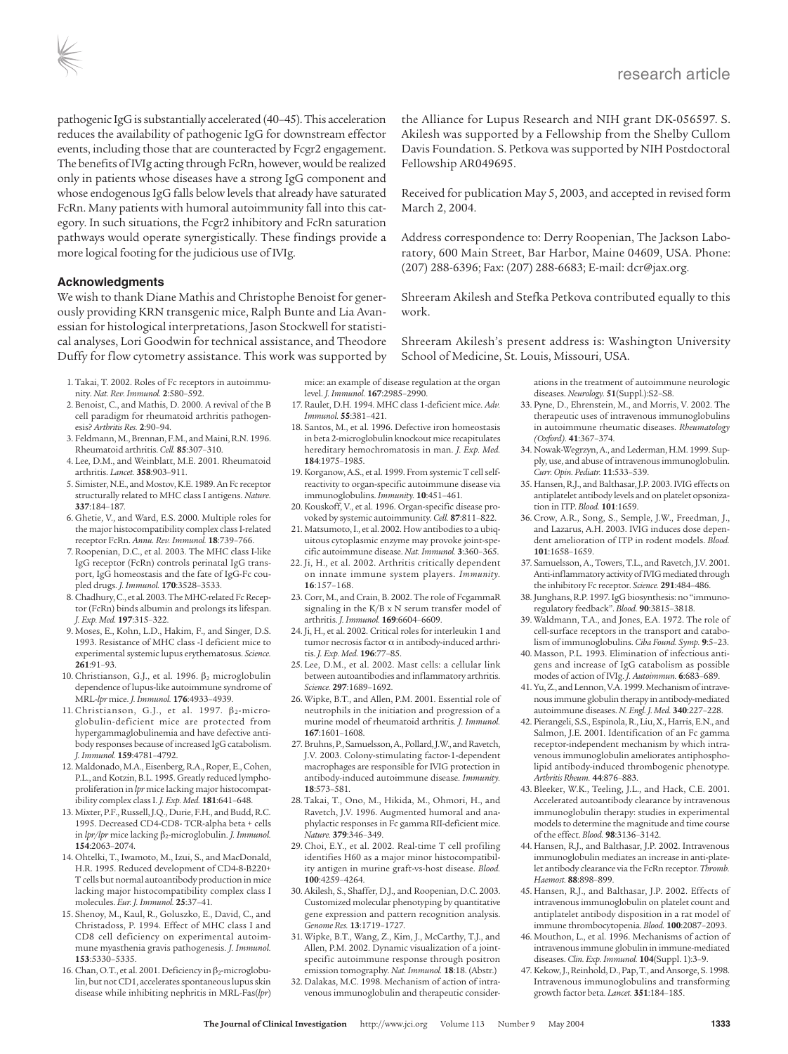pathogenic IgG is substantially accelerated (40–45). This acceleration reduces the availability of pathogenic IgG for downstream effector events, including those that are counteracted by Fcgr2 engagement. The benefits of IVIg acting through FcRn, however, would be realized only in patients whose diseases have a strong IgG component and whose endogenous IgG falls below levels that already have saturated FcRn. Many patients with humoral autoimmunity fall into this category. In such situations, the Fcgr2 inhibitory and FcRn saturation pathways would operate synergistically. These findings provide a more logical footing for the judicious use of IVIg.

### Acknowledgments

We wish to thank Diane Mathis and Christophe Benoist for generously providing KRN transgenic mice, Ralph Bunte and Lia Avanessian for histological interpretations, Jason Stockwell for statistical analyses, Lori Goodwin for technical assistance, and Theodore Duffy for flow cytometry assistance. This work was supported by the Alliance for Lupus Research and NIH grant DK-056597. S. Akilesh was supported by a Fellowship from the Shelby Cullom Davis Foundation. S. Petkova was supported by NIH Postdoctoral Fellowship AR049695.

Received for publication May 5, 2003, and accepted in revised form March 2, 2004.

Address correspondence to: Derry Roopenian, The Jackson Laboratory, 600 Main Street, Bar Harbor, Maine 04609, USA. Phone: (207) 288-6396; Fax: (207) 288-6683; E-mail: dcr@jax.org.

Shreeram Akilesh and Stefka Petkova contributed equally to this work.

Shreeram Akilesh's present address is: Washington University School of Medicine, St. Louis, Missouri, USA.

1. Takai, T. 2002. Roles of Fc receptors in autoimmunity. *Nat. Rev. Immunol.* **2**:580–592.
2. Benoist, C., and Mathis, D. 2000. A revival of the B cell paradigm for rheumatoid arthritis pathogenesis? *Arthritis Res.* **2**:90–94.
3. Feldmann, M., Brennan, F.M., and Maini, R.N. 1996. Rheumatoid arthritis. *Cell.* **85**:307–310.
4. Lee, D.M., and Weinblatt, M.E. 2001. Rheumatoid arthritis. *Lancet.* **358**:903–911.
5. Simister, N.E., and Mostov, K.E. 1989. An Fc receptor structurally related to MHC class I antigens. *Nature.* **337**:184–187.
6. Ghetie, V., and Ward, E.S. 2000. Multiple roles for the major histocompatibility complex class I-related receptor FcRn. *Annu. Rev. Immunol.* **18**:739–766.
7. Roopenian, D.C., et al. 2003. The MHC class I-like IgG receptor (FcRn) controls perinatal IgG transport, IgG homeostasis and the fate of IgG-Fc coupled drugs. *J. Immunol.* **170**:3528–3533.
8. Chadhury, C., et al. 2003. The MHC-related Fc Receptor (FcRn) binds albumin and prolongs its lifespan. *J. Exp. Med.* **197**:315–322.
9. Moses, E., Kohn, L.D., Hakim, F., and Singer, D.S. 1993. Resistance of MHC class -I deficient mice to experimental systemic lupus erythematosus. *Science.* **261**:91–93.
10. Christianson, G.J., et al. 1996. $\beta_2$ microglobulin dependence of lupus-like autoimmune syndrome of MRL-*lpr* mice. *J. Immunol.* **176**:4933–4939.
11. Christianson, G.J., et al. 1997. $\beta_2$-microglobulin-deficient mice are protected from hypergammaglobulinemia and have defective antibody responses because of increased IgG catabolism. *J. Immunol.* **159**:4781–4792.
12. Maldonado, M.A., Eisenberg, R.A., Roper, E., Cohen, P.L., and Kotzin, B.L. 1995. Greatly reduced lymphoproliferation in *lpr* mice lacking major histocompatibility complex class I. *J. Exp. Med.* **181**:641–648.
13. Mixter, P.F., Russell, J.Q., Durie, F.H., and Budd, R.C. 1995. Decreased CD4-CD8- TCR-alpha beta + cells in *lpr/lpr* mice lacking $\beta_2$-microglobulin. *J. Immunol.* **154**:2063–2074.
14. Ohtelki, T., Iwamoto, M., Izui, S., and MacDonald, H.R. 1995. Reduced development of CD4-8-B220+ T cells but normal autoantibody production in mice lacking major histocompatibility complex class I molecules. *Eur. J. Immunol.* **25**:37–41.
15. Shenoy, M., Kaul, R., Goluszko, E., David, C., and Christadoss, P. 1994. Effect of MHC class I and CD8 cell deficiency on experimental autoimmune myasthenia gravis pathogenesis. *J. Immunol.* **153**:5330–5335.
16. Chan, O.T., et al. 2001. Deficiency in $\beta_2$-microglobulin, but not CD1, accelerates spontaneous lupus skin disease while inhibiting nephritis in MRL-Fas(*lpr*) mice: an example of disease regulation at the organ level. *J. Immunol.* **167**:2985–2990.
17. Raulet, D.H. 1994. MHC class 1-deficient mice. *Adv. Immunol.* **55**:381–421.
18. Santos, M., et al. 1996. Defective iron homeostasis in beta 2-microglobulin knockout mice recapitulates hereditary hemochromatosis in man. *J. Exp. Med.* **184**:1975–1985.
19. Korganow, A.S., et al. 1999. From systemic T cell self-reactivity to organ-specific autoimmune disease via immunoglobulins. *Immunity.* **10**:451–461.
20. Kouskoff, V., et al. 1996. Organ-specific disease provoked by systemic autoimmunity. *Cell.* **87**:811–822.
21. Matsumoto, I., et al. 2002. How antibodies to a ubiquitous cytoplasmic enzyme may provoke joint-specific autoimmune disease. *Nat. Immunol.* **3**:360–365.
22. Ji, H., et al. 2002. Arthritis critically dependent on innate immune system players. *Immunity.* **16**:157–168.
23. Corr, M., and Crain, B. 2002. The role of FcgammaR signaling in the K/B x N serum transfer model of arthritis. *J. Immunol.* **169**:6604–6609.
24. Ji, H., et al. 2002. Critical roles for interleukin 1 and tumor necrosis factor α in antibody-induced arthritis. *J. Exp. Med.* **196**:77–85.
25. Lee, D.M., et al. 2002. Mast cells: a cellular link between autoantibodies and inflammatory arthritis. *Science.* **297**:1689–1692.
26. Wipke, B.T., and Allen, P.M. 2001. Essential role of neutrophils in the initiation and progression of a murine model of rheumatoid arthritis. *J. Immunol.* **167**:1601–1608.
27. Bruhns, P., Samuelsson, A., Pollard, J.W., and Ravetch, J.V. 2003. Colony-stimulating factor-1-dependent macrophages are responsible for IVIG protection in antibody-induced autoimmune disease. *Immunity.* **18**:573–581.
28. Takai, T., Ono, M., Hikida, M., Ohmori, H., and Ravetch, J.V. 1996. Augmented humoral and anaphylactic responses in Fc gamma RII-deficient mice. *Nature.* **379**:346–349.
29. Choi, E.Y., et al. 2002. Real-time T cell profiling identifies H60 as a major minor histocompatibility antigen in murine graft-vs-host disease. *Blood.* **100**:4259–4264.
30. Akilesh, S., Shaffer, D.J., and Roopenian, D.C. 2003. Customized molecular phenotyping by quantitative gene expression and pattern recognition analysis. *Genome Res.* **13**:1719–1727.
31. Wipke, B.T., Wang, Z., Kim, J., McCarthy, T.J., and Allen, P.M. 2002. Dynamic visualization of a joint-specific autoimmune response through positron emission tomography. *Nat. Immunol.* **18**:18. (Abstr.)
32. Dalakas, M.C. 1998. Mechanism of action of intravenous immunoglobulin and therapeutic considerations in the treatment of autoimmune neurologic diseases. *Neurology.* **51**(Suppl.):S2–S8.
33. Pyne, D., Ehrenstein, M., and Morris, V. 2002. The therapeutic uses of intravenous immunoglobulins in autoimmune rheumatic diseases. *Rheumatology (Oxford).* **41**:367–374.
34. Nowak-Wegrzyn, A., and Lederman, H.M. 1999. Supply, use, and abuse of intravenous immunoglobulin. *Curr. Opin. Pediatr.* **11**:533–539.
35. Hansen, R.J., and Balthasar, J.P. 2003. IVIG effects on antiplatelet antibody levels and on platelet opsonization in ITP. *Blood.* **101**:1659.
36. Crow, A.R., Song, S., Semple, J.W., Freedman, J., and Lazarus, A.H. 2003. IVIG induces dose dependent amelioration of ITP in rodent models. *Blood.* **101**:1658–1659.
37. Samuelsson, A., Towers, T.L., and Ravetch, J.V. 2001. Anti-inflammatory activity of IVIG mediated through the inhibitory Fc receptor. *Science.* **291**:484–486.
38. Junghans, R.P. 1997. IgG biosynthesis: no "immunoregulatory feedback". *Blood.* **90**:3815–3818.
39. Waldmann, T.A., and Jones, E.A. 1972. The role of cell-surface receptors in the transport and catabolism of immunoglobulins. *Ciba Found. Symp.* **9**:5–23.
40. Masson, P.L. 1993. Elimination of infectious antigens and increase of IgG catabolism as possible modes of action of IVIg. *J. Autoimmun.* **6**:683–689.
41. Yu, Z., and Lennon, V.A. 1999. Mechanism of intravenous immune globulin therapy in antibody-mediated autoimmune diseases. *N. Engl. J. Med.* **340**:227–228.
42. Pierangeli, S.S., Espinola, R., Liu, X., Harris, E.N., and Salmon, J.E. 2001. Identification of an Fc gamma receptor-independent mechanism by which intravenous immunoglobulin ameliorates antiphospholipid antibody-induced thrombogenic phenotype. *Arthritis Rheum.* **44**:876–883.
43. Bleeker, W.K., Teeling, J.L., and Hack, C.E. 2001. Accelerated autoantibody clearance by intravenous immunoglobulin therapy: studies in experimental models to determine the magnitude and time course of the effect. *Blood.* **98**:3136–3142.
44. Hansen, R.J., and Balthasar, J.P. 2002. Intravenous immunoglobulin mediates an increase in anti-platelet antibody clearance via the FcRn receptor. *Thromb. Haemost.* **88**:898–899.
45. Hansen, R.J., and Balthasar, J.P. 2002. Effects of intravenous immunoglobulin on platelet count and antiplatelet antibody disposition in a rat model of immune thrombocytopenia. *Blood.* **100**:2087–2093.
46. Mouthon, L., et al. 1996. Mechanisms of action of intravenous immune globulin in immune-mediated diseases. *Clin. Exp. Immunol.* **104**(Suppl. 1):3–9.
47. Kekow, J., Reinhold, D., Pap, T., and Ansorge, S. 1998. Intravenous immunoglobulins and transforming growth factor beta. *Lancet.* **351**:184–185.